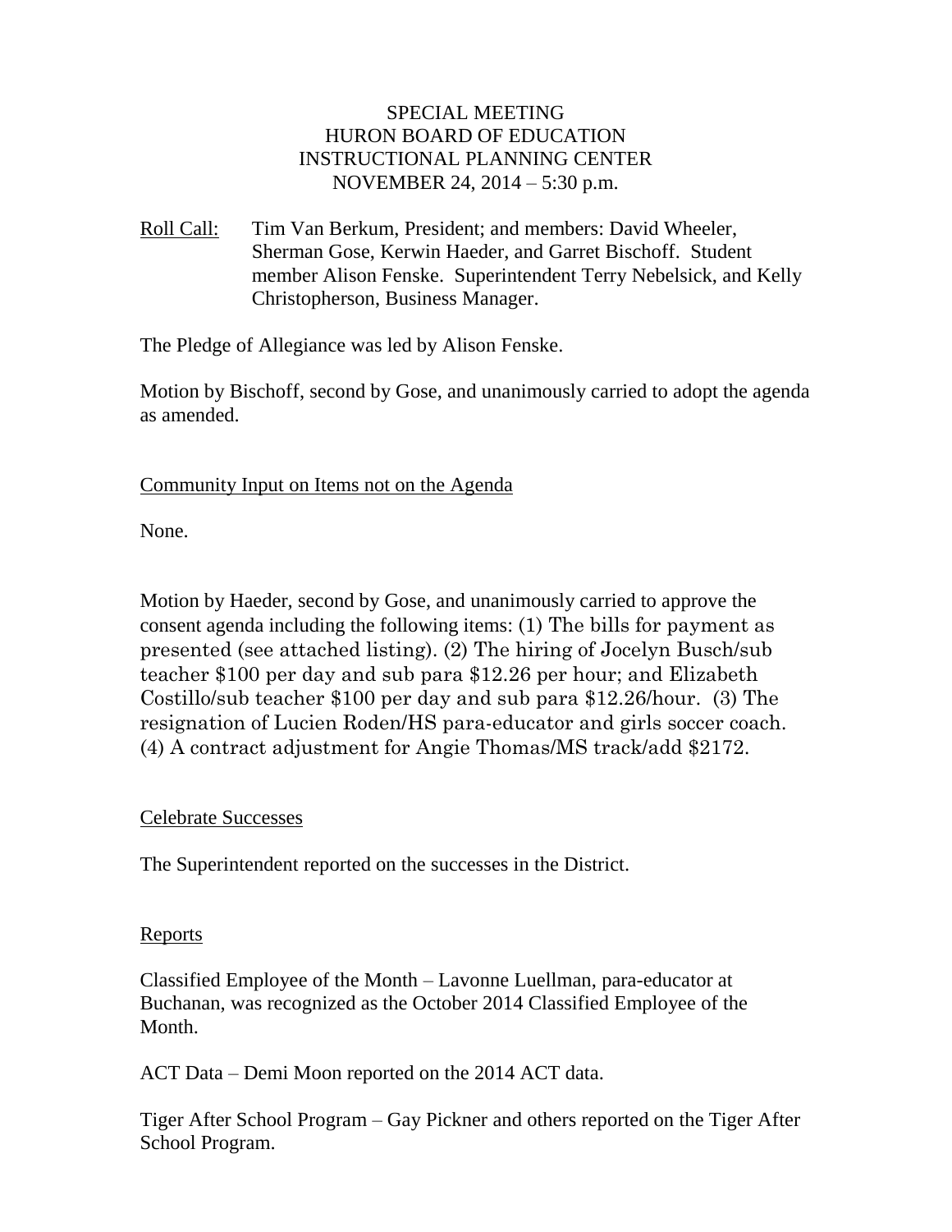# SPECIAL MEETING
# HURON BOARD OF EDUCATION
# INSTRUCTIONAL PLANNING CENTER
# NOVEMBER 24, 2014 – 5:30 p.m.

Roll Call: Tim Van Berkum, President; and members: David Wheeler, Sherman Gose, Kerwin Haeder, and Garret Bischoff. Student member Alison Fenske. Superintendent Terry Nebelsick, and Kelly Christopherson, Business Manager.

The Pledge of Allegiance was led by Alison Fenske.

Motion by Bischoff, second by Gose, and unanimously carried to adopt the agenda as amended.

## Community Input on Items not on the Agenda

None.

Motion by Haeder, second by Gose, and unanimously carried to approve the consent agenda including the following items: (1) The bills for payment as presented (see attached listing). (2) The hiring of Jocelyn Busch/sub teacher $100 per day and sub para $12.26 per hour; and Elizabeth Costillo/sub teacher $100 per day and sub para $12.26/hour. (3) The resignation of Lucien Roden/HS para-educator and girls soccer coach. (4) A contract adjustment for Angie Thomas/MS track/add $2172.

## Celebrate Successes

The Superintendent reported on the successes in the District.

## Reports

Classified Employee of the Month – Lavonne Luellman, para-educator at Buchanan, was recognized as the October 2014 Classified Employee of the Month.

ACT Data – Demi Moon reported on the 2014 ACT data.

Tiger After School Program – Gay Pickner and others reported on the Tiger After School Program.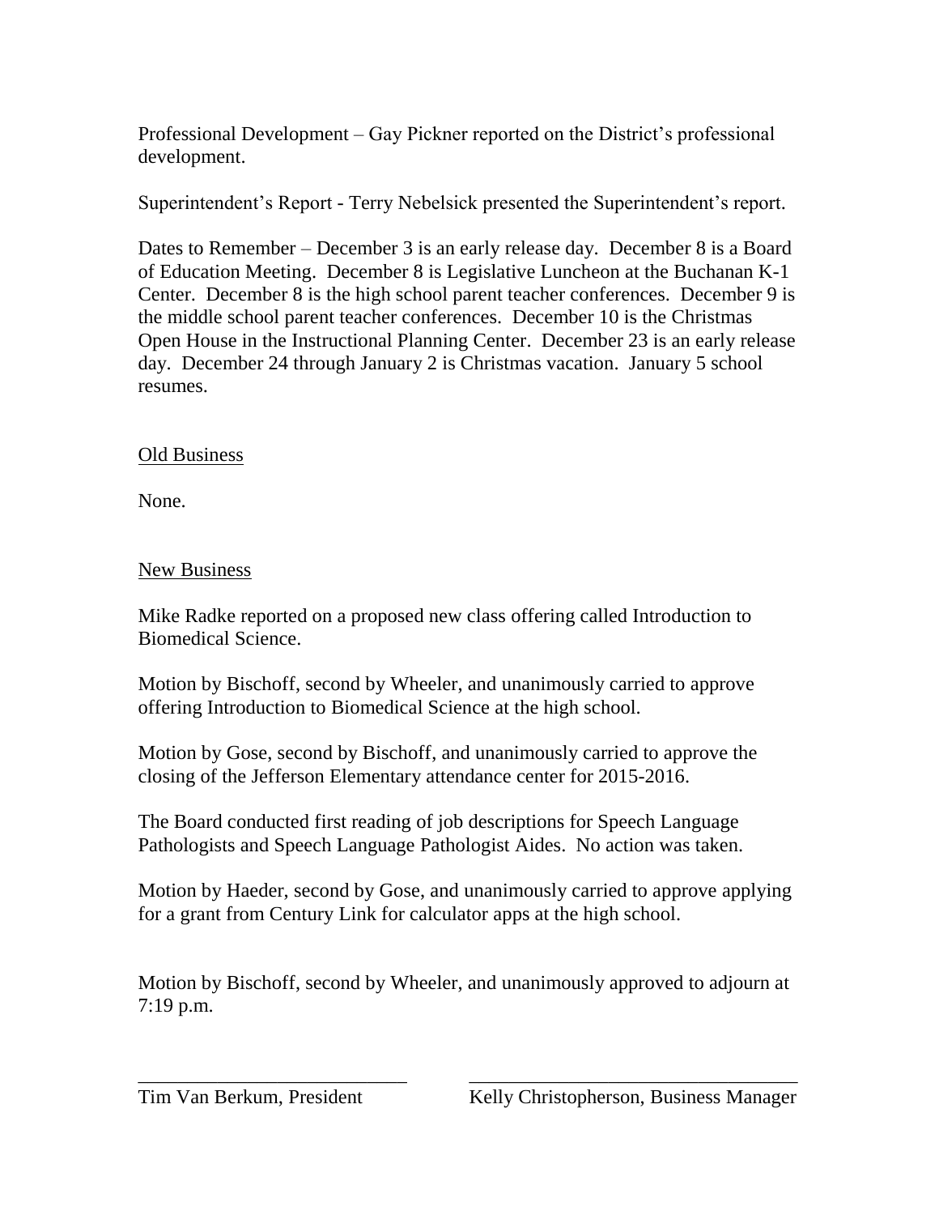Professional Development – Gay Pickner reported on the District's professional development.

Superintendent's Report - Terry Nebelsick presented the Superintendent's report.

Dates to Remember – December 3 is an early release day. December 8 is a Board of Education Meeting. December 8 is Legislative Luncheon at the Buchanan K-1 Center. December 8 is the high school parent teacher conferences. December 9 is the middle school parent teacher conferences. December 10 is the Christmas Open House in the Instructional Planning Center. December 23 is an early release day. December 24 through January 2 is Christmas vacation. January 5 school resumes.

Old Business

None.

New Business

Mike Radke reported on a proposed new class offering called Introduction to Biomedical Science.

Motion by Bischoff, second by Wheeler, and unanimously carried to approve offering Introduction to Biomedical Science at the high school.

Motion by Gose, second by Bischoff, and unanimously carried to approve the closing of the Jefferson Elementary attendance center for 2015-2016.

The Board conducted first reading of job descriptions for Speech Language Pathologists and Speech Language Pathologist Aides. No action was taken.

Motion by Haeder, second by Gose, and unanimously carried to approve applying for a grant from Century Link for calculator apps at the high school.

Motion by Bischoff, second by Wheeler, and unanimously approved to adjourn at 7:19 p.m.

\_\_\_\_\_\_\_\_\_\_\_\_\_\_\_\_\_\_\_\_\_\_\_\_\_\_\_\_ \_\_\_\_\_\_\_\_\_\_\_\_\_\_\_\_\_\_\_\_\_\_\_\_\_\_\_\_\_\_\_\_\_\_

Tim Van Berkum, President Kelly Christopherson, Business Manager